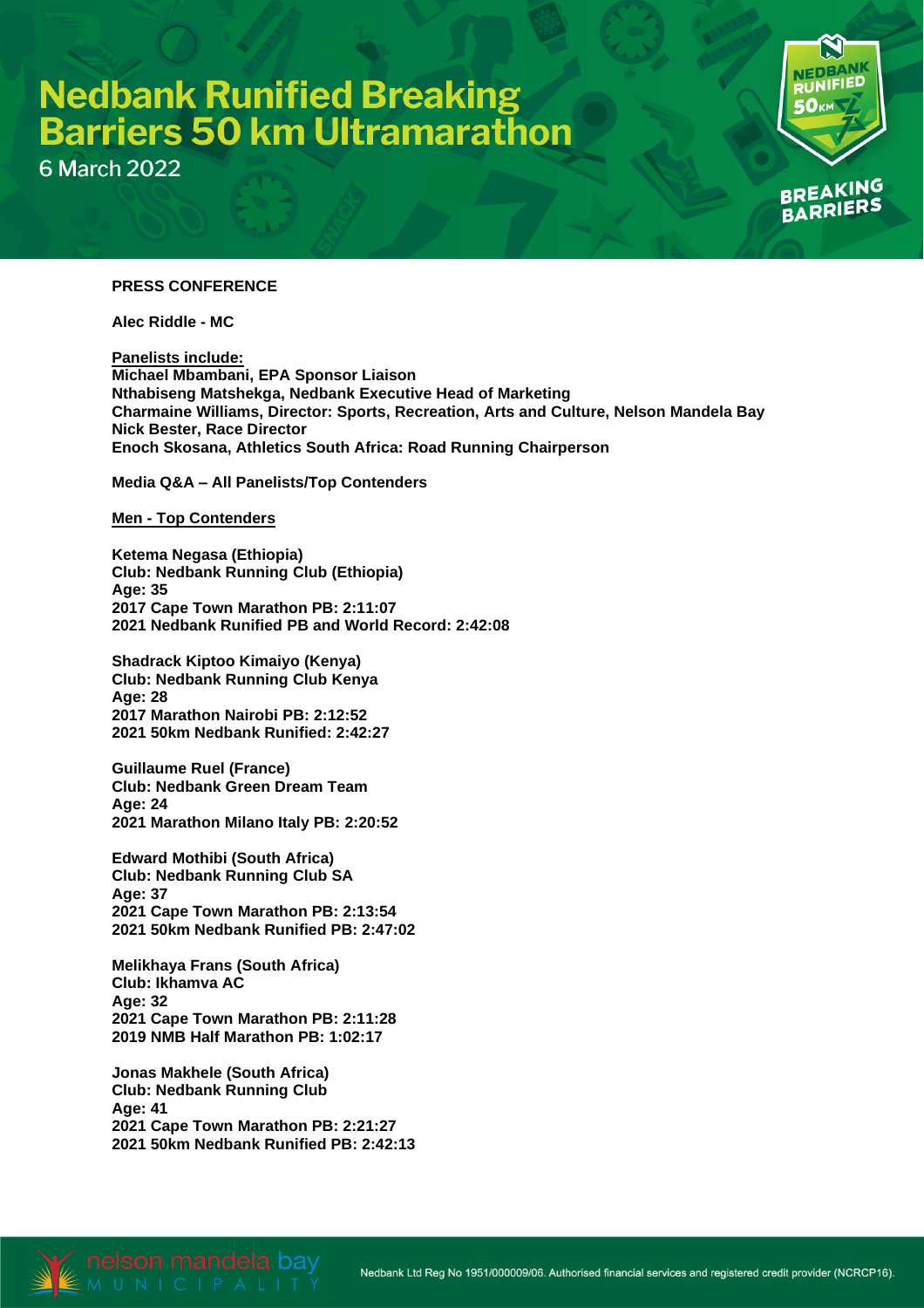# Nedbank Runified Breaking Barriers 50 km Ultramarathon

6 March 2022

**PRESS CONFERENCE**

**Alec Riddle - MC**

**Panelists include:**
**Michael Mbambani, EPA Sponsor Liaison**
**Nthabiseng Matshekga, Nedbank Executive Head of Marketing**
**Charmaine Williams, Director: Sports, Recreation, Arts and Culture, Nelson Mandela Bay**
**Nick Bester, Race Director**
**Enoch Skosana, Athletics South Africa: Road Running Chairperson**

**Media Q&A – All Panelists/Top Contenders**

**Men - Top Contenders**

**Ketema Negasa (Ethiopia)**
**Club: Nedbank Running Club (Ethiopia)**
**Age: 35**
**2017 Cape Town Marathon PB: 2:11:07**
**2021 Nedbank Runified PB and World Record: 2:42:08**

**Shadrack Kiptoo Kimaiyo (Kenya)**
**Club: Nedbank Running Club Kenya**
**Age: 28**
**2017 Marathon Nairobi PB: 2:12:52**
**2021 50km Nedbank Runified: 2:42:27**

**Guillaume Ruel (France)**
**Club: Nedbank Green Dream Team**
**Age: 24**
**2021 Marathon Milano Italy PB: 2:20:52**

**Edward Mothibi (South Africa)**
**Club: Nedbank Running Club SA**
**Age: 37**
**2021 Cape Town Marathon PB: 2:13:54**
**2021 50km Nedbank Runified PB: 2:47:02**

**Melikhaya Frans (South Africa)**
**Club: Ikhamva AC**
**Age: 32**
**2021 Cape Town Marathon PB: 2:11:28**
**2019 NMB Half Marathon PB: 1:02:17**

**Jonas Makhele (South Africa)**
**Club: Nedbank Running Club**
**Age: 41**
**2021 Cape Town Marathon PB: 2:21:27**
**2021 50km Nedbank Runified PB: 2:42:13**

Nedbank Ltd Reg No 1951/000009/06. Authorised financial services and registered credit provider (NCRCP16).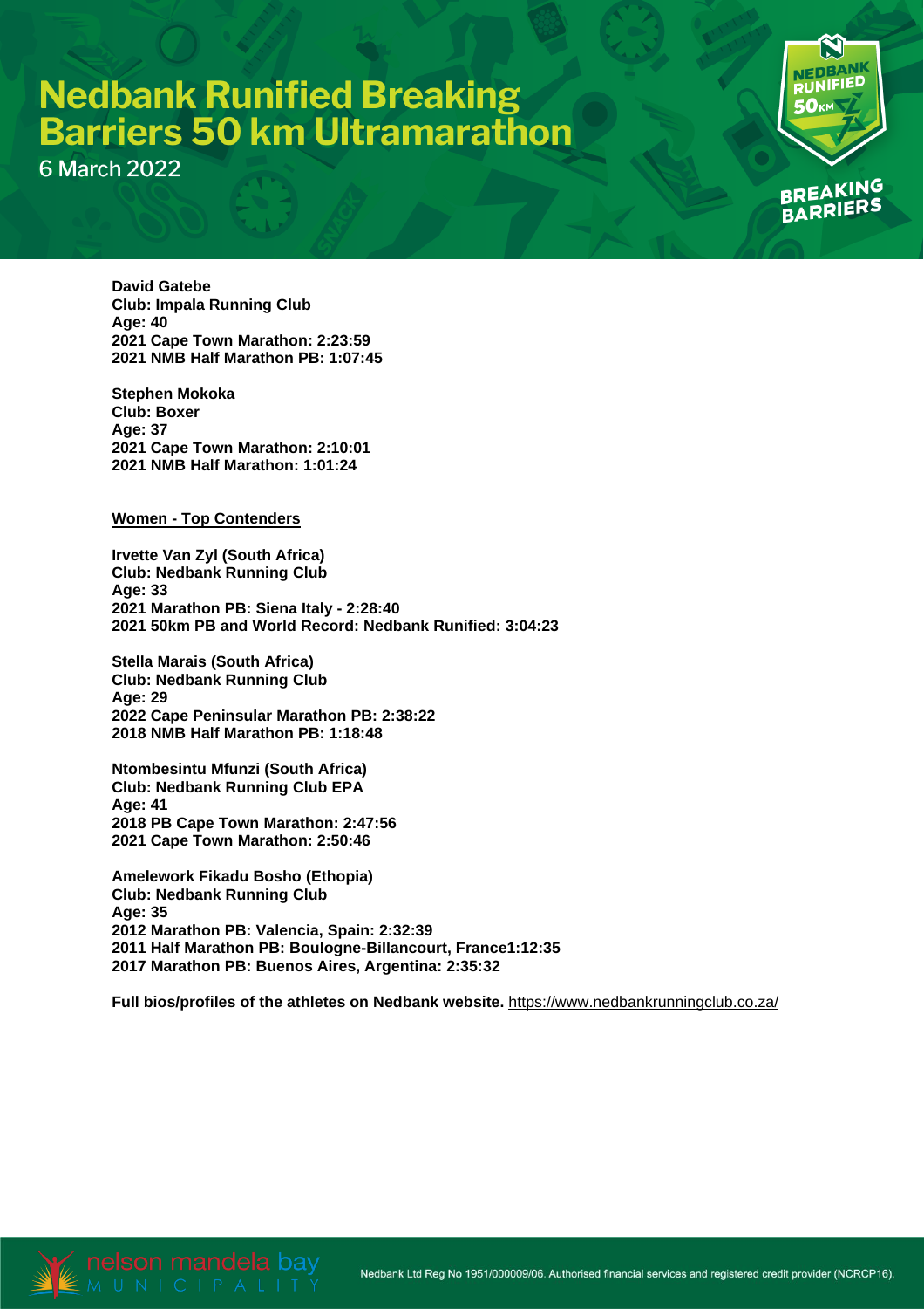# Nedbank Runified Breaking Barriers 50 km Ultramarathon

6 March 2022

**David Gatebe**
**Club: Impala Running Club**
**Age: 40**
**2021 Cape Town Marathon: 2:23:59**
**2021 NMB Half Marathon PB: 1:07:45**

**Stephen Mokoka**
**Club: Boxer**
**Age: 37**
**2021 Cape Town Marathon: 2:10:01**
**2021 NMB Half Marathon: 1:01:24**

**<u>Women - Top Contenders</u>**

**Irvette Van Zyl (South Africa)**
**Club: Nedbank Running Club**
**Age: 33**
**2021 Marathon PB: Siena Italy - 2:28:40**
**2021 50km PB and World Record: Nedbank Runified: 3:04:23**

**Stella Marais (South Africa)**
**Club: Nedbank Running Club**
**Age: 29**
**2022 Cape Peninsular Marathon PB: 2:38:22**
**2018 NMB Half Marathon PB: 1:18:48**

**Ntombesintu Mfunzi (South Africa)**
**Club: Nedbank Running Club EPA**
**Age: 41**
**2018 PB Cape Town Marathon: 2:47:56**
**2021 Cape Town Marathon: 2:50:46**

**Amelework Fikadu Bosho (Ethopia)**
**Club: Nedbank Running Club**
**Age: 35**
**2012 Marathon PB: Valencia, Spain: 2:32:39**
**2011 Half Marathon PB: Boulogne-Billancourt, France1:12:35**
**2017 Marathon PB: Buenos Aires, Argentina: 2:35:32**

**Full bios/profiles of the athletes on Nedbank website.** https://www.nedbankrunningclub.co.za/